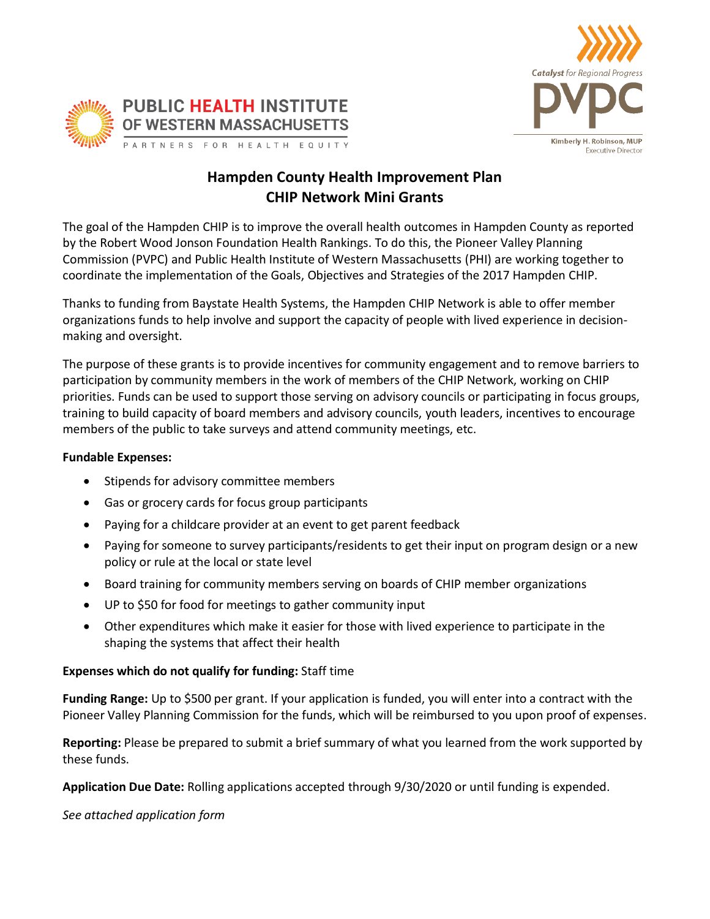PUBLIC HEALTH INSTITUTE OF WESTERN MASSACHUSETTS

PARTNERS FOR HEALTH EQUITY

*Catalyst* for Regional Progress

PVPC

Kimberly H. Robinson, MUP
Executive Director

# Hampden County Health Improvement Plan
# CHIP Network Mini Grants

The goal of the Hampden CHIP is to improve the overall health outcomes in Hampden County as reported by the Robert Wood Jonson Foundation Health Rankings. To do this, the Pioneer Valley Planning Commission (PVPC) and Public Health Institute of Western Massachusetts (PHI) are working together to coordinate the implementation of the Goals, Objectives and Strategies of the 2017 Hampden CHIP.

Thanks to funding from Baystate Health Systems, the Hampden CHIP Network is able to offer member organizations funds to help involve and support the capacity of people with lived experience in decision-making and oversight.

The purpose of these grants is to provide incentives for community engagement and to remove barriers to participation by community members in the work of members of the CHIP Network, working on CHIP priorities. Funds can be used to support those serving on advisory councils or participating in focus groups, training to build capacity of board members and advisory councils, youth leaders, incentives to encourage members of the public to take surveys and attend community meetings, etc.

**Fundable Expenses:**

- Stipends for advisory committee members
- Gas or grocery cards for focus group participants
- Paying for a childcare provider at an event to get parent feedback
- Paying for someone to survey participants/residents to get their input on program design or a new policy or rule at the local or state level
- Board training for community members serving on boards of CHIP member organizations
- UP to $50 for food for meetings to gather community input
- Other expenditures which make it easier for those with lived experience to participate in the shaping the systems that affect their health

**Expenses which do not qualify for funding:** Staff time

**Funding Range:** Up to $500 per grant. If your application is funded, you will enter into a contract with the Pioneer Valley Planning Commission for the funds, which will be reimbursed to you upon proof of expenses.

**Reporting:** Please be prepared to submit a brief summary of what you learned from the work supported by these funds.

**Application Due Date:** Rolling applications accepted through 9/30/2020 or until funding is expended.

*See attached application form*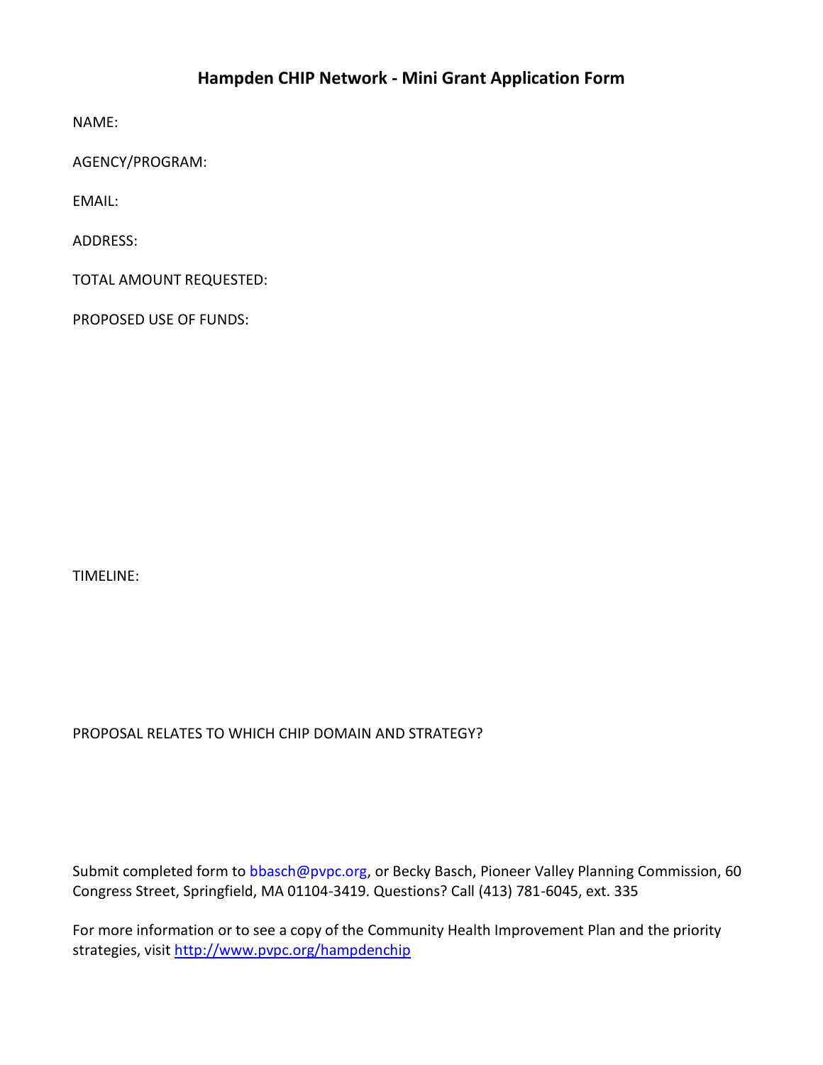# Hampden CHIP Network - Mini Grant Application Form

NAME:

AGENCY/PROGRAM:

EMAIL:

ADDRESS:

TOTAL AMOUNT REQUESTED:

PROPOSED USE OF FUNDS:

TIMELINE:

PROPOSAL RELATES TO WHICH CHIP DOMAIN AND STRATEGY?

Submit completed form to bbasch@pvpc.org, or Becky Basch, Pioneer Valley Planning Commission, 60 Congress Street, Springfield, MA 01104-3419. Questions? Call (413) 781-6045, ext. 335

For more information or to see a copy of the Community Health Improvement Plan and the priority strategies, visit [http://www.pvpc.org/hampdenchip](http://www.pvpc.org/hampdenchip)